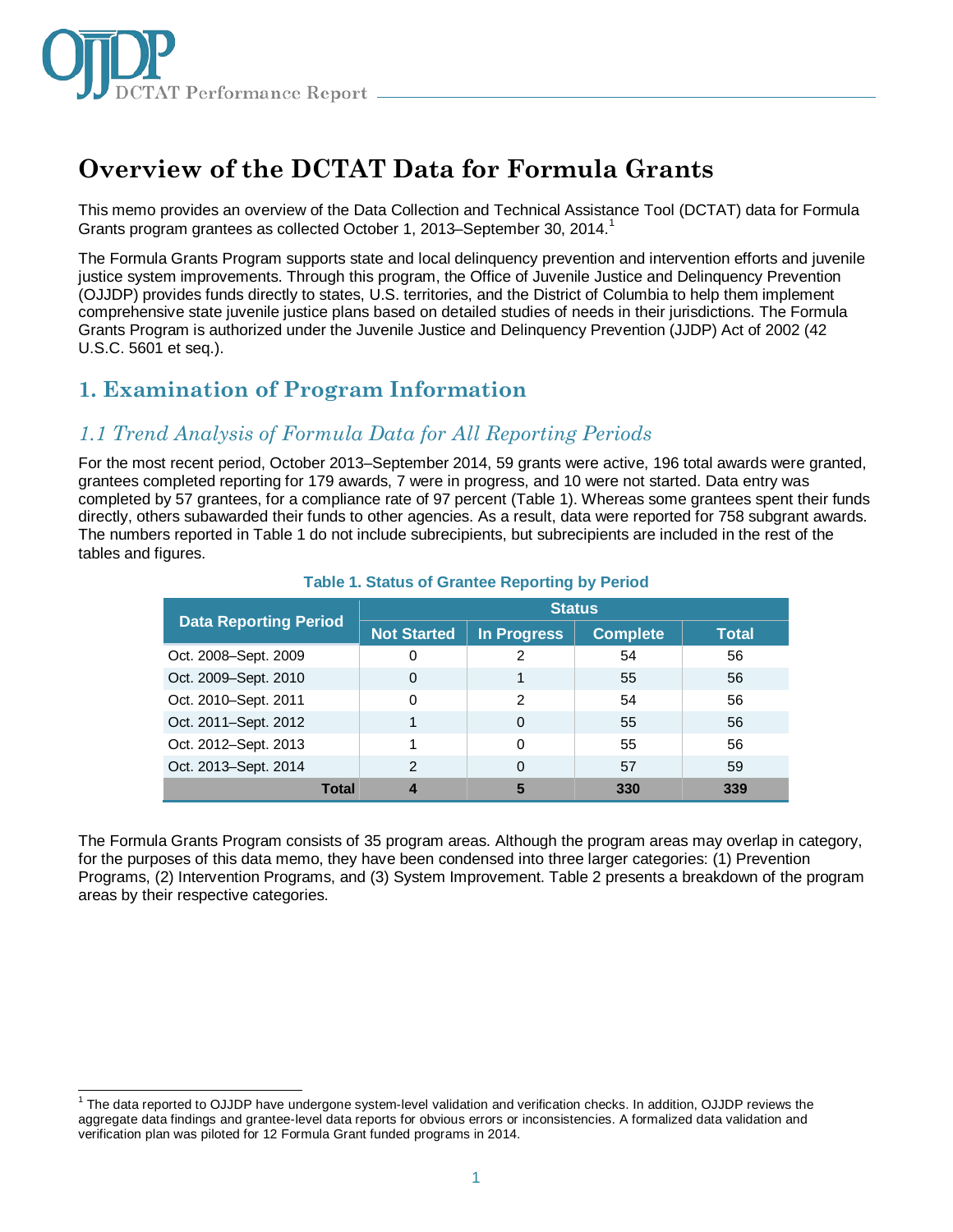# Overview of the DCTAT Data for Formula Grants

This memo provides an overview of the Data Collection and Technical Assistance Tool (DCTAT) data for Formula Grants program grantees as collected October 1, 2013–September 30, 2014.[1]

The Formula Grants Program supports state and local delinquency prevention and intervention efforts and juvenile justice system improvements. Through this program, the Office of Juvenile Justice and Delinquency Prevention (OJJDP) provides funds directly to states, U.S. territories, and the District of Columbia to help them implement comprehensive state juvenile justice plans based on detailed studies of needs in their jurisdictions. The Formula Grants Program is authorized under the Juvenile Justice and Delinquency Prevention (JJDP) Act of 2002 (42 U.S.C. 5601 et seq.).

## 1. Examination of Program Information

### *1.1 Trend Analysis of Formula Data for All Reporting Periods*

For the most recent period, October 2013–September 2014, 59 grants were active, 196 total awards were granted, grantees completed reporting for 179 awards, 7 were in progress, and 10 were not started. Data entry was completed by 57 grantees, for a compliance rate of 97 percent (Table 1). Whereas some grantees spent their funds directly, others subawarded their funds to other agencies. As a result, data were reported for 758 subgrant awards. The numbers reported in Table 1 do not include subrecipients, but subrecipients are included in the rest of the tables and figures.

**Table 1. Status of Grantee Reporting by Period**

| Data Reporting Period | Status | | | |
|---|---|---|---|---|
| | Not Started | In Progress | Complete | Total |
| Oct. 2008–Sept. 2009 | 0 | 2 | 54 | 56 |
| Oct. 2009–Sept. 2010 | 0 | 1 | 55 | 56 |
| Oct. 2010–Sept. 2011 | 0 | 2 | 54 | 56 |
| Oct. 2011–Sept. 2012 | 1 | 0 | 55 | 56 |
| Oct. 2012–Sept. 2013 | 1 | 0 | 55 | 56 |
| Oct. 2013–Sept. 2014 | 2 | 0 | 57 | 59 |
| **Total** | **4** | **5** | **330** | **339** |

The Formula Grants Program consists of 35 program areas. Although the program areas may overlap in category, for the purposes of this data memo, they have been condensed into three larger categories: (1) Prevention Programs, (2) Intervention Programs, and (3) System Improvement. Table 2 presents a breakdown of the program areas by their respective categories.

[1] The data reported to OJJDP have undergone system-level validation and verification checks. In addition, OJJDP reviews the aggregate data findings and grantee-level data reports for obvious errors or inconsistencies. A formalized data validation and verification plan was piloted for 12 Formula Grant funded programs in 2014.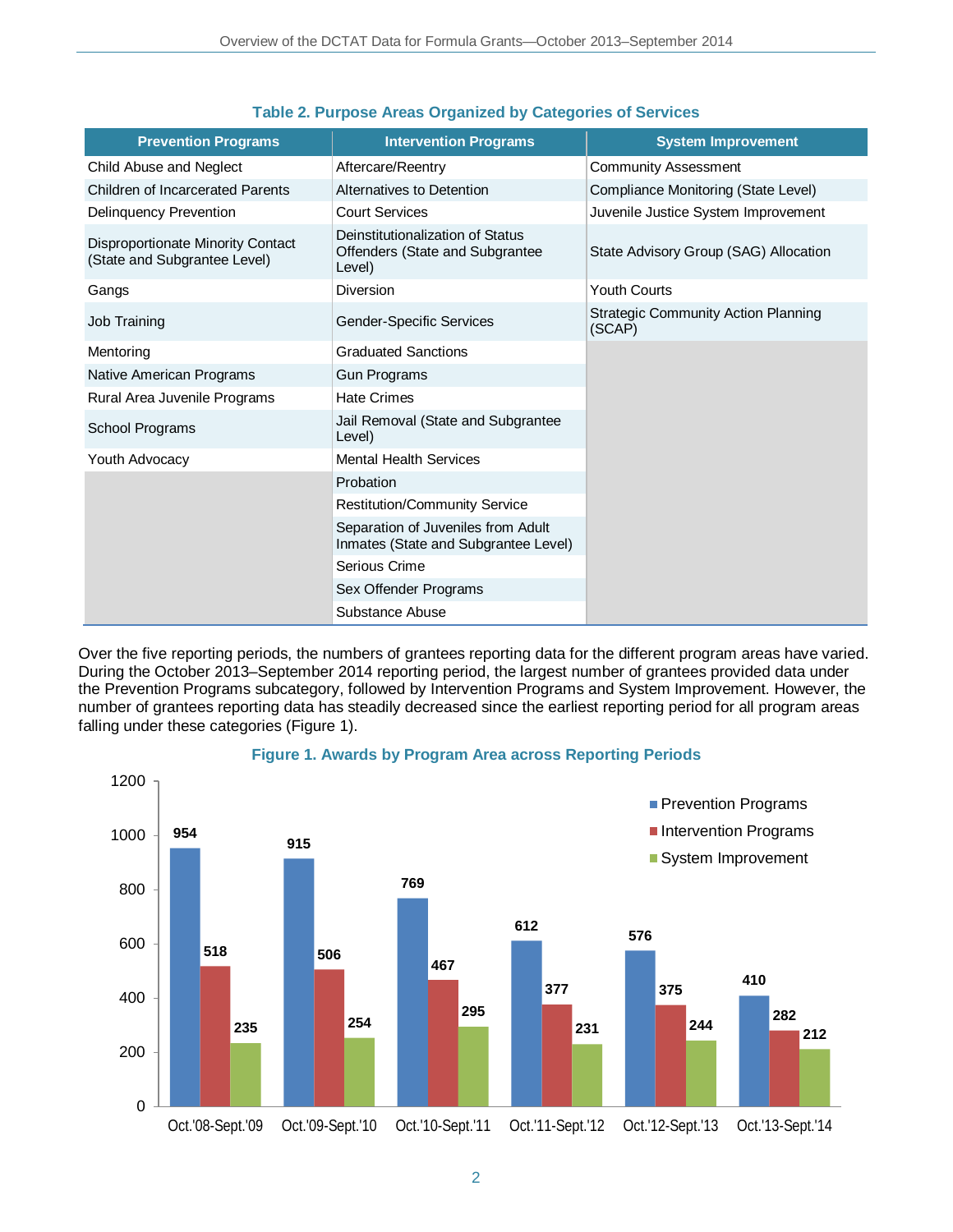**Table 2. Purpose Areas Organized by Categories of Services**

| Prevention Programs | Intervention Programs | System Improvement |
|---|---|---|
| Child Abuse and Neglect | Aftercare/Reentry | Community Assessment |
| Children of Incarcerated Parents | Alternatives to Detention | Compliance Monitoring (State Level) |
| Delinquency Prevention | Court Services | Juvenile Justice System Improvement |
| Disproportionate Minority Contact (State and Subgrantee Level) | Deinstitutionalization of Status Offenders (State and Subgrantee Level) | State Advisory Group (SAG) Allocation |
| Gangs | Diversion | Youth Courts |
| Job Training | Gender-Specific Services | Strategic Community Action Planning (SCAP) |
| Mentoring | Graduated Sanctions | |
| Native American Programs | Gun Programs | |
| Rural Area Juvenile Programs | Hate Crimes | |
| School Programs | Jail Removal (State and Subgrantee Level) | |
| Youth Advocacy | Mental Health Services | |
| | Probation | |
| | Restitution/Community Service | |
| | Separation of Juveniles from Adult Inmates (State and Subgrantee Level) | |
| | Serious Crime | |
| | Sex Offender Programs | |
| | Substance Abuse | |

Over the five reporting periods, the numbers of grantees reporting data for the different program areas have varied. During the October 2013–September 2014 reporting period, the largest number of grantees provided data under the Prevention Programs subcategory, followed by Intervention Programs and System Improvement. However, the number of grantees reporting data has steadily decreased since the earliest reporting period for all program areas falling under these categories (Figure 1).

**Figure 1. Awards by Program Area across Reporting Periods**

| Reporting Period | Prevention Programs | Intervention Programs | System Improvement |
|---|---|---|---|
| Oct.'08-Sept.'09 | 954 | 518 | 235 |
| Oct.'09-Sept.'10 | 915 | 506 | 254 |
| Oct.'10-Sept.'11 | 769 | 467 | 295 |
| Oct.'11-Sept.'12 | 612 | 377 | 231 |
| Oct.'12-Sept.'13 | 576 | 375 | 244 |
| Oct.'13-Sept.'14 | 410 | 282 | 212 |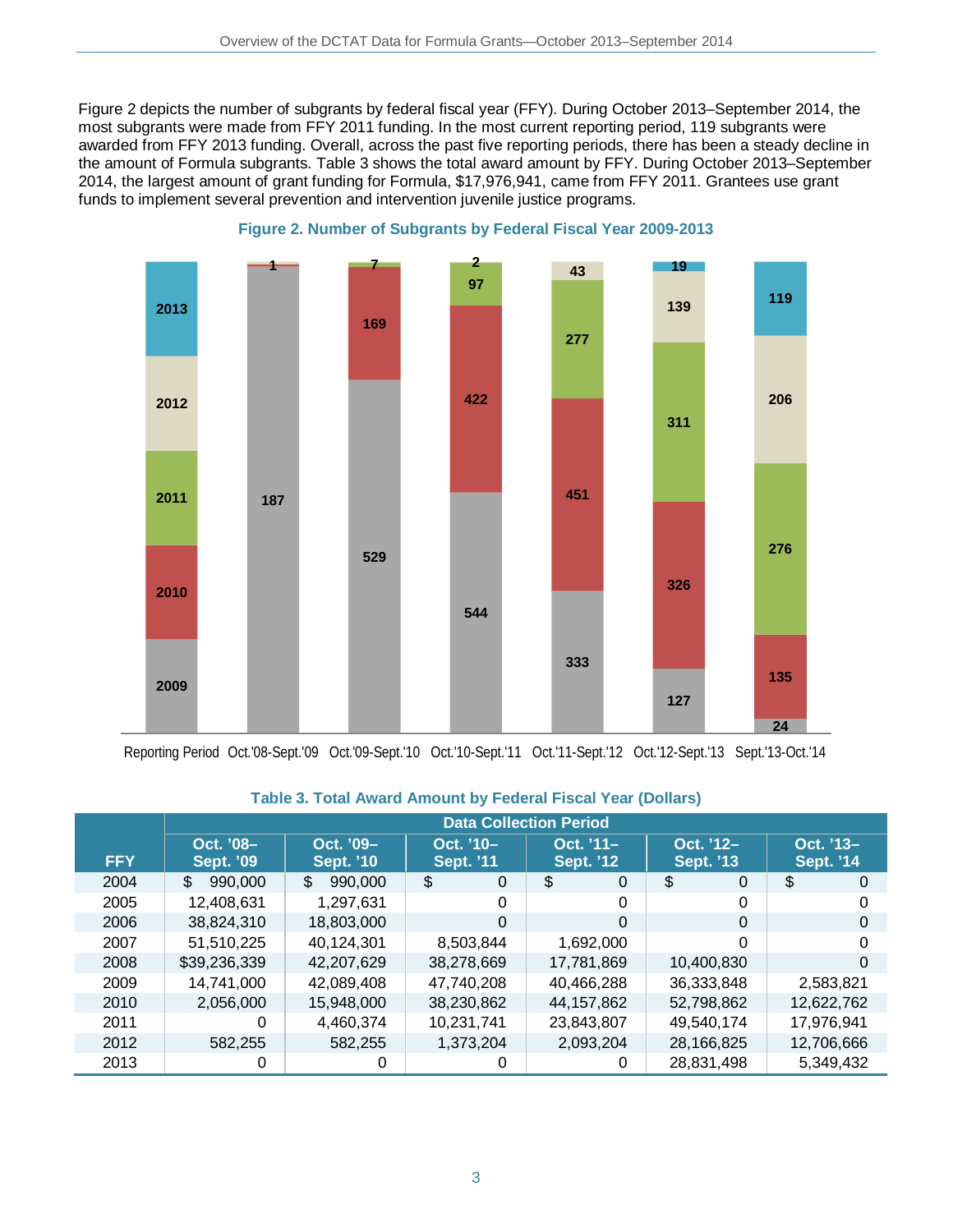Figure 2 depicts the number of subgrants by federal fiscal year (FFY). During October 2013–September 2014, the most subgrants were made from FFY 2011 funding. In the most current reporting period, 119 subgrants were awarded from FFY 2013 funding. Overall, across the past five reporting periods, there has been a steady decline in the amount of Formula subgrants. Table 3 shows the total award amount by FFY. During October 2013–September 2014, the largest amount of grant funding for Formula, $17,976,941, came from FFY 2011. Grantees use grant funds to implement several prevention and intervention juvenile justice programs.

**Figure 2. Number of Subgrants by Federal Fiscal Year 2009-2013**

| Reporting Period | 2009 | 2010 | 2011 | 2012 | 2013 |
|---|---|---|---|---|---|
| Oct.'08-Sept.'09 | 187 | 1 | | | |
| Oct.'09-Sept.'10 | 529 | 169 | 7 | | |
| Oct.'10-Sept.'11 | 544 | 422 | 97 | 2 | |
| Oct.'11-Sept.'12 | 333 | 451 | 277 | 43 | |
| Oct.'12-Sept.'13 | 127 | 326 | 311 | 139 | 19 |
| Sept.'13-Oct.'14 | 24 | 135 | 276 | 206 | 119 |

**Table 3. Total Award Amount by Federal Fiscal Year (Dollars)**

| FFY | Data Collection Period | | | | | |
|---|---|---|---|---|---|---|
| | Oct. '08–Sept. '09 | Oct. '09–Sept. '10 | Oct. '10–Sept. '11 | Oct. '11–Sept. '12 | Oct. '12–Sept. '13 | Oct. '13–Sept. '14 |
| 2004 | $ 990,000 | $ 990,000 | $ 0 | $ 0 | $ 0 | $ 0 |
| 2005 | 12,408,631 | 1,297,631 | 0 | 0 | 0 | 0 |
| 2006 | 38,824,310 | 18,803,000 | 0 | 0 | 0 | 0 |
| 2007 | 51,510,225 | 40,124,301 | 8,503,844 | 1,692,000 | 0 | 0 |
| 2008 | $39,236,339 | 42,207,629 | 38,278,669 | 17,781,869 | 10,400,830 | 0 |
| 2009 | 14,741,000 | 42,089,408 | 47,740,208 | 40,466,288 | 36,333,848 | 2,583,821 |
| 2010 | 2,056,000 | 15,948,000 | 38,230,862 | 44,157,862 | 52,798,862 | 12,622,762 |
| 2011 | 0 | 4,460,374 | 10,231,741 | 23,843,807 | 49,540,174 | 17,976,941 |
| 2012 | 582,255 | 582,255 | 1,373,204 | 2,093,204 | 28,166,825 | 12,706,666 |
| 2013 | 0 | 0 | 0 | 0 | 28,831,498 | 5,349,432 |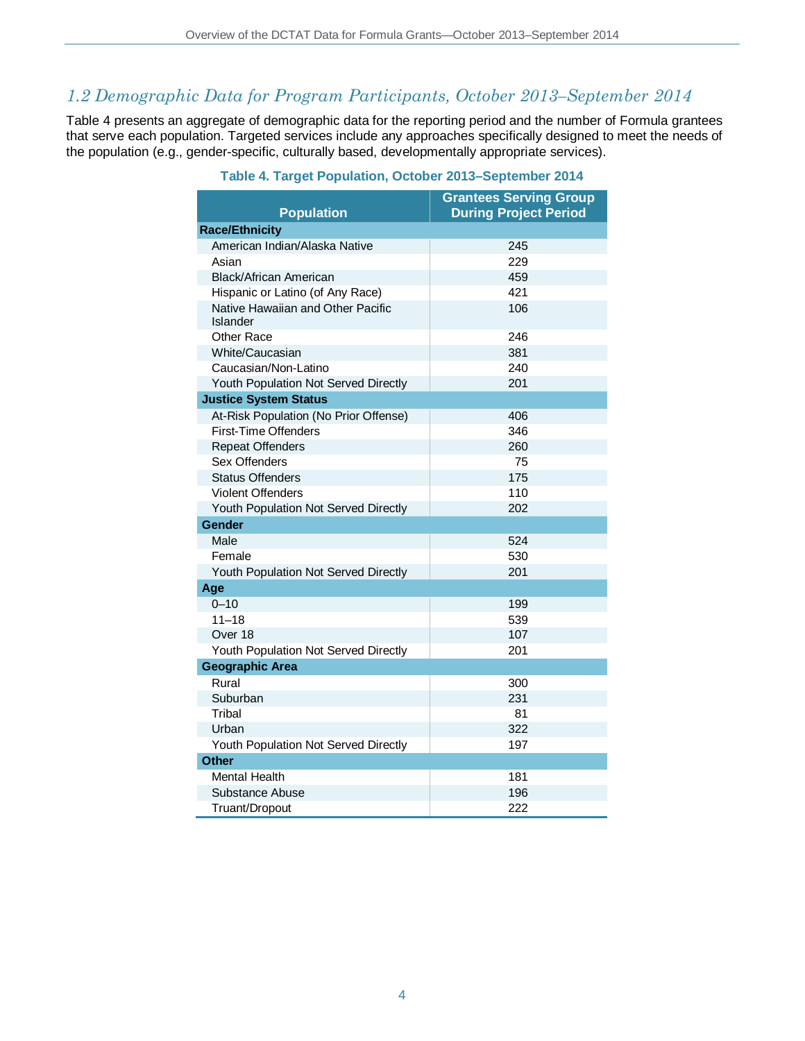## *1.2 Demographic Data for Program Participants, October 2013–September 2014*

Table 4 presents an aggregate of demographic data for the reporting period and the number of Formula grantees that serve each population. Targeted services include any approaches specifically designed to meet the needs of the population (e.g., gender-specific, culturally based, developmentally appropriate services).

**Table 4. Target Population, October 2013–September 2014**

| Population | Grantees Serving Group During Project Period |
|---|---|
| **Race/Ethnicity** | |
| American Indian/Alaska Native | 245 |
| Asian | 229 |
| Black/African American | 459 |
| Hispanic or Latino (of Any Race) | 421 |
| Native Hawaiian and Other Pacific Islander | 106 |
| Other Race | 246 |
| White/Caucasian | 381 |
| Caucasian/Non-Latino | 240 |
| Youth Population Not Served Directly | 201 |
| **Justice System Status** | |
| At-Risk Population (No Prior Offense) | 406 |
| First-Time Offenders | 346 |
| Repeat Offenders | 260 |
| Sex Offenders | 75 |
| Status Offenders | 175 |
| Violent Offenders | 110 |
| Youth Population Not Served Directly | 202 |
| **Gender** | |
| Male | 524 |
| Female | 530 |
| Youth Population Not Served Directly | 201 |
| **Age** | |
| 0–10 | 199 |
| 11–18 | 539 |
| Over 18 | 107 |
| Youth Population Not Served Directly | 201 |
| **Geographic Area** | |
| Rural | 300 |
| Suburban | 231 |
| Tribal | 81 |
| Urban | 322 |
| Youth Population Not Served Directly | 197 |
| **Other** | |
| Mental Health | 181 |
| Substance Abuse | 196 |
| Truant/Dropout | 222 |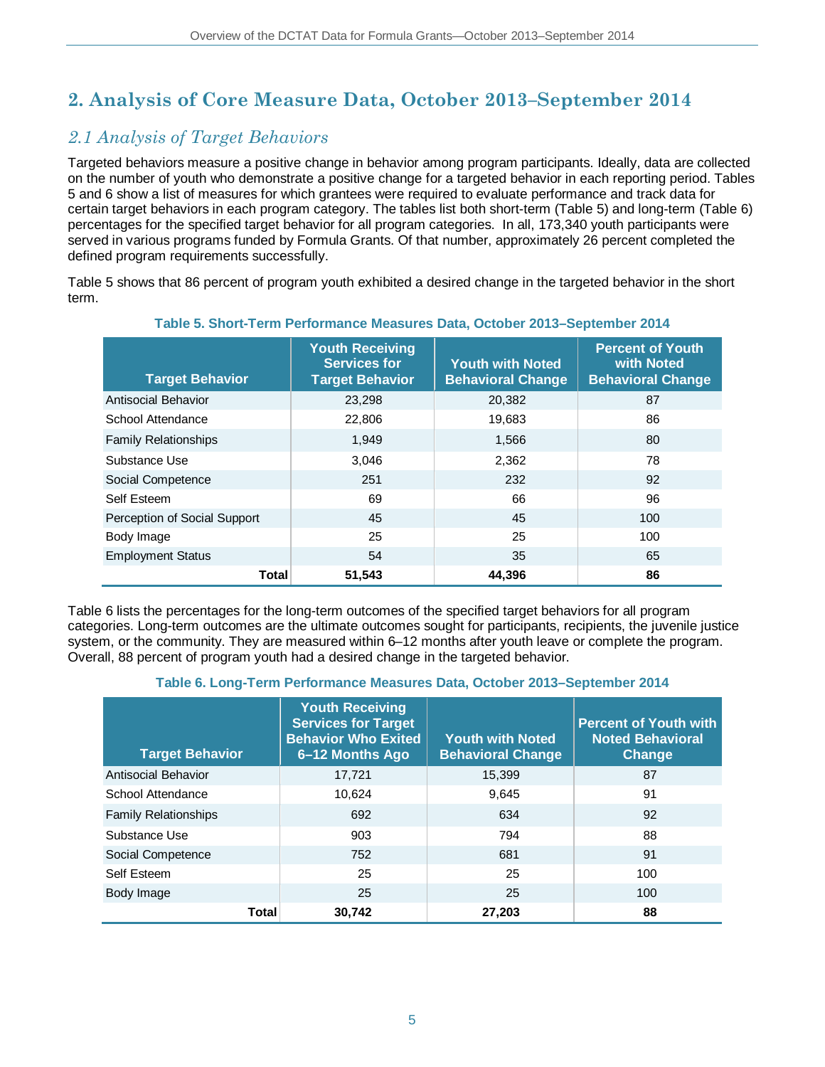## 2. Analysis of Core Measure Data, October 2013–September 2014

### *2.1 Analysis of Target Behaviors*

Targeted behaviors measure a positive change in behavior among program participants. Ideally, data are collected on the number of youth who demonstrate a positive change for a targeted behavior in each reporting period. Tables 5 and 6 show a list of measures for which grantees were required to evaluate performance and track data for certain target behaviors in each program category. The tables list both short-term (Table 5) and long-term (Table 6) percentages for the specified target behavior for all program categories. In all, 173,340 youth participants were served in various programs funded by Formula Grants. Of that number, approximately 26 percent completed the defined program requirements successfully.

Table 5 shows that 86 percent of program youth exhibited a desired change in the targeted behavior in the short term.

**Table 5. Short-Term Performance Measures Data, October 2013–September 2014**

| Target Behavior | Youth Receiving Services for Target Behavior | Youth with Noted Behavioral Change | Percent of Youth with Noted Behavioral Change |
|---|---|---|---|
| Antisocial Behavior | 23,298 | 20,382 | 87 |
| School Attendance | 22,806 | 19,683 | 86 |
| Family Relationships | 1,949 | 1,566 | 80 |
| Substance Use | 3,046 | 2,362 | 78 |
| Social Competence | 251 | 232 | 92 |
| Self Esteem | 69 | 66 | 96 |
| Perception of Social Support | 45 | 45 | 100 |
| Body Image | 25 | 25 | 100 |
| Employment Status | 54 | 35 | 65 |
| **Total** | **51,543** | **44,396** | **86** |

Table 6 lists the percentages for the long-term outcomes of the specified target behaviors for all program categories. Long-term outcomes are the ultimate outcomes sought for participants, recipients, the juvenile justice system, or the community. They are measured within 6–12 months after youth leave or complete the program. Overall, 88 percent of program youth had a desired change in the targeted behavior.

**Table 6. Long-Term Performance Measures Data, October 2013–September 2014**

| Target Behavior | Youth Receiving Services for Target Behavior Who Exited 6–12 Months Ago | Youth with Noted Behavioral Change | Percent of Youth with Noted Behavioral Change |
|---|---|---|---|
| Antisocial Behavior | 17,721 | 15,399 | 87 |
| School Attendance | 10,624 | 9,645 | 91 |
| Family Relationships | 692 | 634 | 92 |
| Substance Use | 903 | 794 | 88 |
| Social Competence | 752 | 681 | 91 |
| Self Esteem | 25 | 25 | 100 |
| Body Image | 25 | 25 | 100 |
| **Total** | **30,742** | **27,203** | **88** |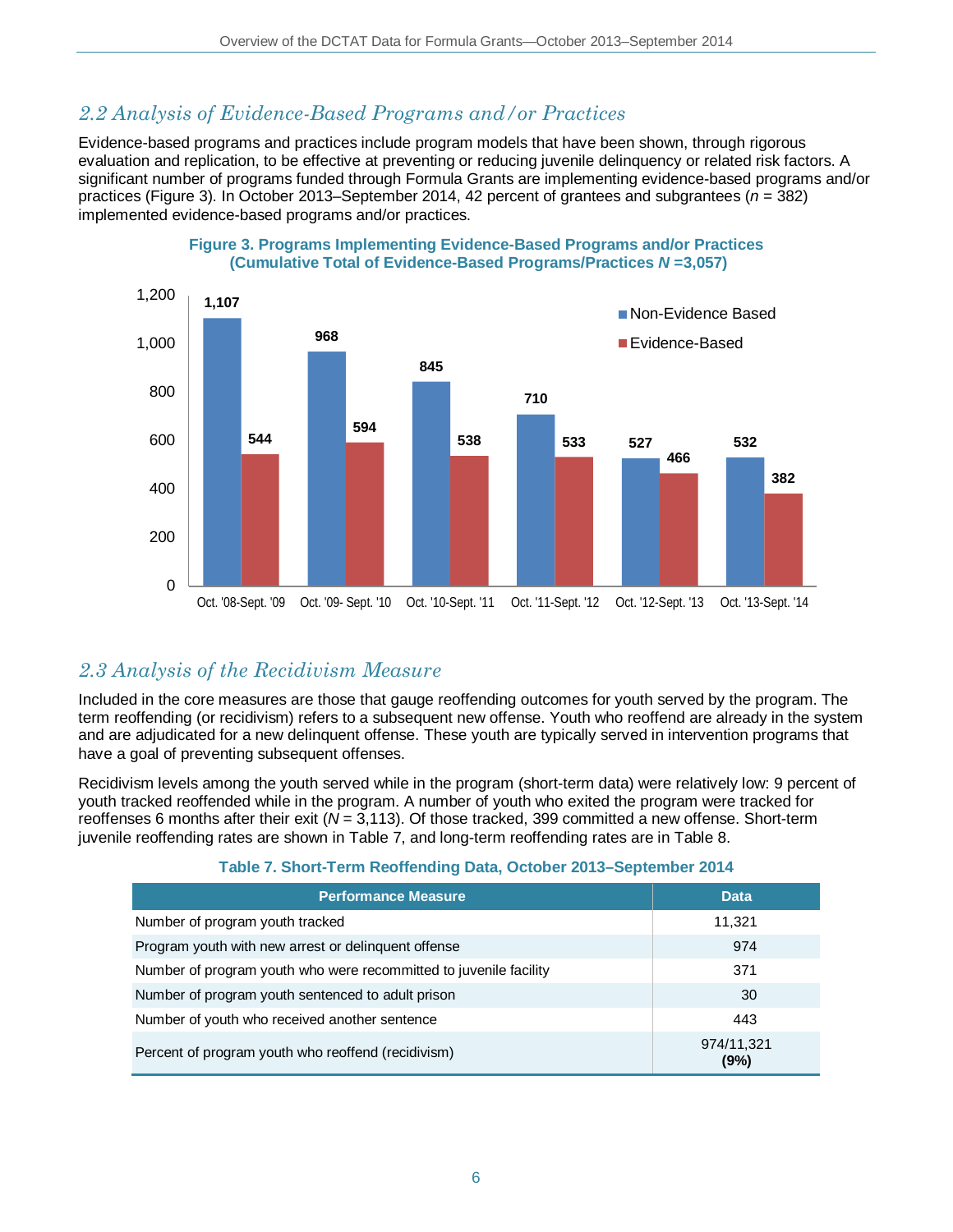## 2.2 Analysis of Evidence-Based Programs and/or Practices

Evidence-based programs and practices include program models that have been shown, through rigorous evaluation and replication, to be effective at preventing or reducing juvenile delinquency or related risk factors. A significant number of programs funded through Formula Grants are implementing evidence-based programs and/or practices (Figure 3). In October 2013–September 2014, 42 percent of grantees and subgrantees (*n* = 382) implemented evidence-based programs and/or practices.

**Figure 3. Programs Implementing Evidence-Based Programs and/or Practices (Cumulative Total of Evidence-Based Programs/Practices *N* =3,057)**

| Period | Non-Evidence Based | Evidence-Based |
|---|---|---|
| Oct. '08-Sept. '09 | 1,107 | 544 |
| Oct. '09- Sept. '10 | 968 | 594 |
| Oct. '10-Sept. '11 | 845 | 538 |
| Oct. '11-Sept. '12 | 710 | 533 |
| Oct. '12-Sept. '13 | 527 | 466 |
| Oct. '13-Sept. '14 | 532 | 382 |

## 2.3 Analysis of the Recidivism Measure

Included in the core measures are those that gauge reoffending outcomes for youth served by the program. The term reoffending (or recidivism) refers to a subsequent new offense. Youth who reoffend are already in the system and are adjudicated for a new delinquent offense. These youth are typically served in intervention programs that have a goal of preventing subsequent offenses.

Recidivism levels among the youth served while in the program (short-term data) were relatively low: 9 percent of youth tracked reoffended while in the program. A number of youth who exited the program were tracked for reoffenses 6 months after their exit (*N* = 3,113). Of those tracked, 399 committed a new offense. Short-term juvenile reoffending rates are shown in Table 7, and long-term reoffending rates are in Table 8.

**Table 7. Short-Term Reoffending Data, October 2013–September 2014**

| Performance Measure | Data |
|---|---|
| Number of program youth tracked | 11,321 |
| Program youth with new arrest or delinquent offense | 974 |
| Number of program youth who were recommitted to juvenile facility | 371 |
| Number of program youth sentenced to adult prison | 30 |
| Number of youth who received another sentence | 443 |
| Percent of program youth who reoffend (recidivism) | 974/11,321 **(9%)** |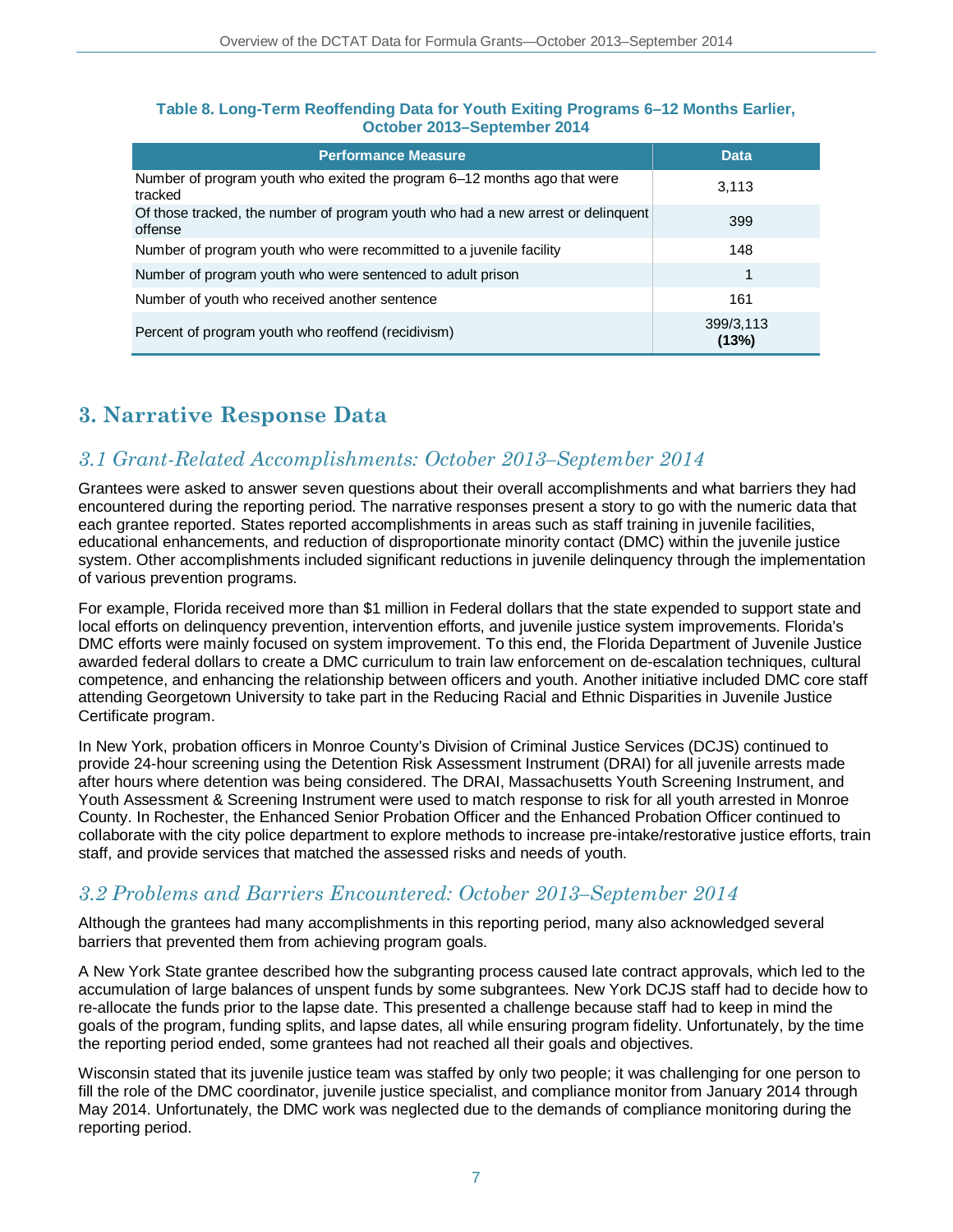**Table 8. Long-Term Reoffending Data for Youth Exiting Programs 6–12 Months Earlier, October 2013–September 2014**

| Performance Measure | Data |
|---|---|
| Number of program youth who exited the program 6–12 months ago that were tracked | 3,113 |
| Of those tracked, the number of program youth who had a new arrest or delinquent offense | 399 |
| Number of program youth who were recommitted to a juvenile facility | 148 |
| Number of program youth who were sentenced to adult prison | 1 |
| Number of youth who received another sentence | 161 |
| Percent of program youth who reoffend (recidivism) | 399/3,113 **(13%)** |

## 3. Narrative Response Data

### *3.1 Grant-Related Accomplishments: October 2013–September 2014*

Grantees were asked to answer seven questions about their overall accomplishments and what barriers they had encountered during the reporting period. The narrative responses present a story to go with the numeric data that each grantee reported. States reported accomplishments in areas such as staff training in juvenile facilities, educational enhancements, and reduction of disproportionate minority contact (DMC) within the juvenile justice system. Other accomplishments included significant reductions in juvenile delinquency through the implementation of various prevention programs.

For example, Florida received more than $1 million in Federal dollars that the state expended to support state and local efforts on delinquency prevention, intervention efforts, and juvenile justice system improvements. Florida's DMC efforts were mainly focused on system improvement. To this end, the Florida Department of Juvenile Justice awarded federal dollars to create a DMC curriculum to train law enforcement on de-escalation techniques, cultural competence, and enhancing the relationship between officers and youth. Another initiative included DMC core staff attending Georgetown University to take part in the Reducing Racial and Ethnic Disparities in Juvenile Justice Certificate program.

In New York, probation officers in Monroe County's Division of Criminal Justice Services (DCJS) continued to provide 24-hour screening using the Detention Risk Assessment Instrument (DRAI) for all juvenile arrests made after hours where detention was being considered. The DRAI, Massachusetts Youth Screening Instrument, and Youth Assessment & Screening Instrument were used to match response to risk for all youth arrested in Monroe County. In Rochester, the Enhanced Senior Probation Officer and the Enhanced Probation Officer continued to collaborate with the city police department to explore methods to increase pre-intake/restorative justice efforts, train staff, and provide services that matched the assessed risks and needs of youth.

### *3.2 Problems and Barriers Encountered: October 2013–September 2014*

Although the grantees had many accomplishments in this reporting period, many also acknowledged several barriers that prevented them from achieving program goals.

A New York State grantee described how the subgranting process caused late contract approvals, which led to the accumulation of large balances of unspent funds by some subgrantees. New York DCJS staff had to decide how to re-allocate the funds prior to the lapse date. This presented a challenge because staff had to keep in mind the goals of the program, funding splits, and lapse dates, all while ensuring program fidelity. Unfortunately, by the time the reporting period ended, some grantees had not reached all their goals and objectives.

Wisconsin stated that its juvenile justice team was staffed by only two people; it was challenging for one person to fill the role of the DMC coordinator, juvenile justice specialist, and compliance monitor from January 2014 through May 2014. Unfortunately, the DMC work was neglected due to the demands of compliance monitoring during the reporting period.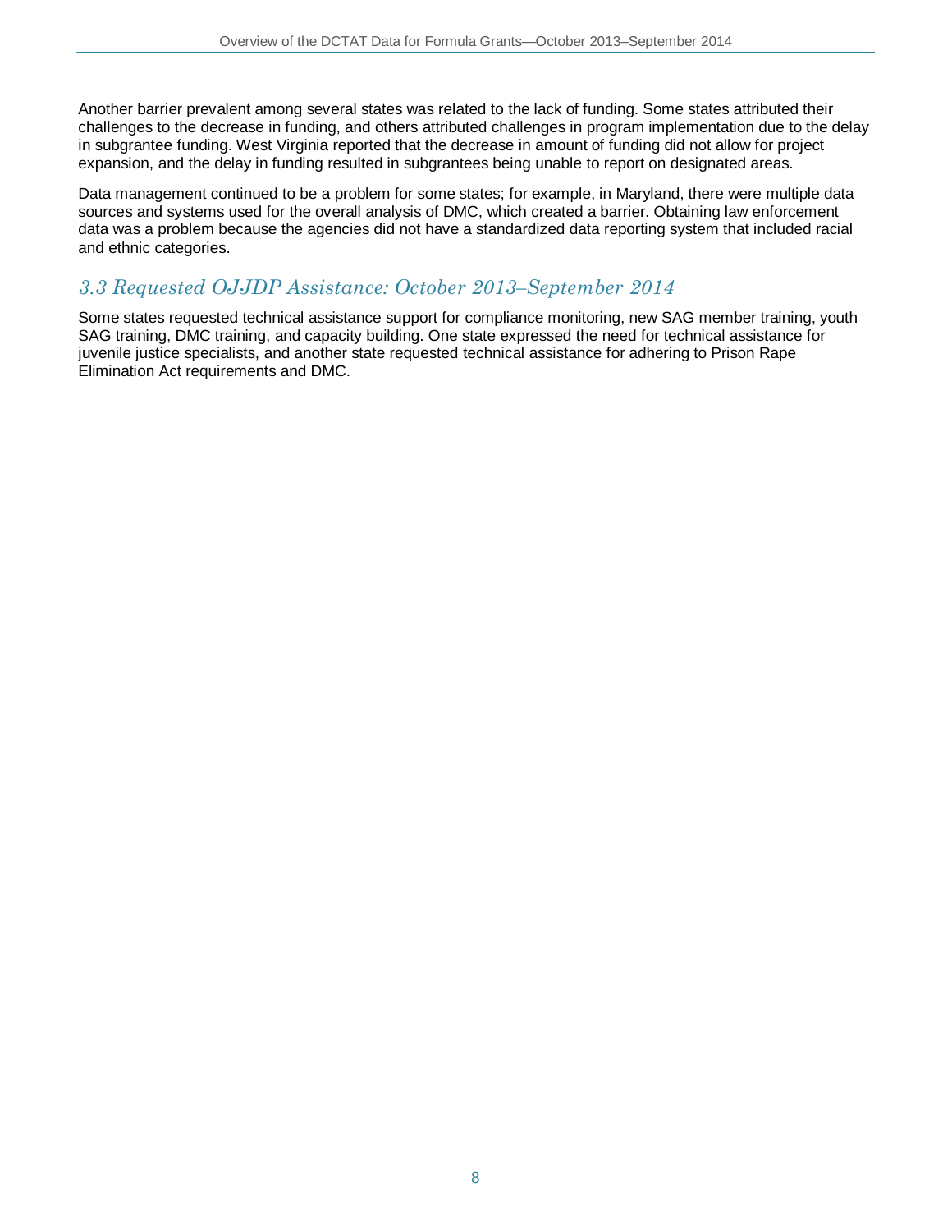Another barrier prevalent among several states was related to the lack of funding. Some states attributed their challenges to the decrease in funding, and others attributed challenges in program implementation due to the delay in subgrantee funding. West Virginia reported that the decrease in amount of funding did not allow for project expansion, and the delay in funding resulted in subgrantees being unable to report on designated areas.

Data management continued to be a problem for some states; for example, in Maryland, there were multiple data sources and systems used for the overall analysis of DMC, which created a barrier. Obtaining law enforcement data was a problem because the agencies did not have a standardized data reporting system that included racial and ethnic categories.

## *3.3 Requested OJJDP Assistance: October 2013–September 2014*

Some states requested technical assistance support for compliance monitoring, new SAG member training, youth SAG training, DMC training, and capacity building. One state expressed the need for technical assistance for juvenile justice specialists, and another state requested technical assistance for adhering to Prison Rape Elimination Act requirements and DMC.